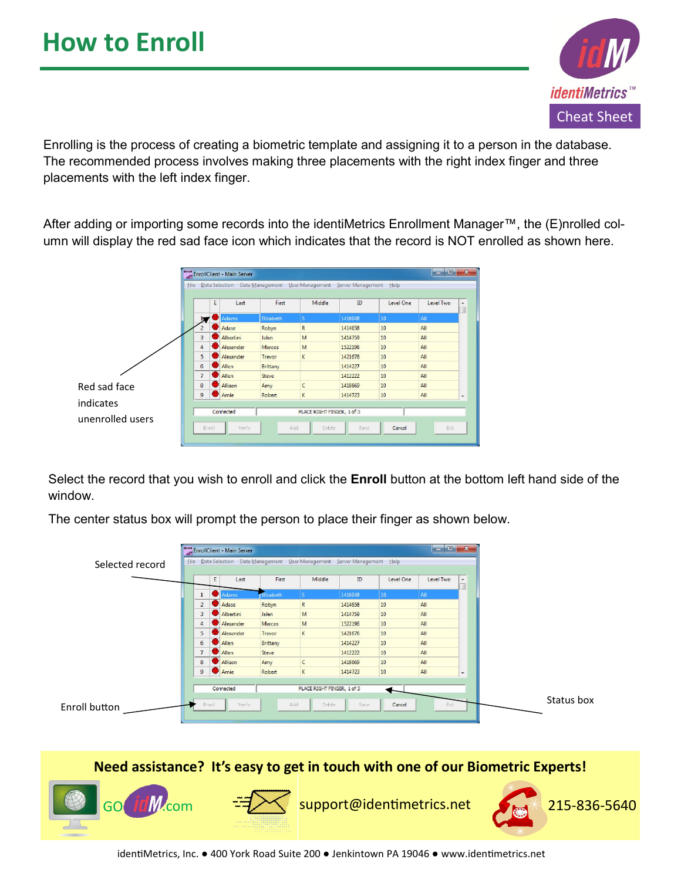# How to Enroll

identiMetrics™ Cheat Sheet

Enrolling is the process of creating a biometric template and assigning it to a person in the database. The recommended process involves making three placements with the right index finger and three placements with the left index finger.

After adding or importing some records into the identiMetrics Enrollment Manager™, the (E)nrolled column will display the red sad face icon which indicates that the record is NOT enrolled as shown here.

Red sad face indicates unenrolled users

Select the record that you wish to enroll and click the **Enroll** button at the bottom left hand side of the window.

The center status box will prompt the person to place their finger as shown below.

Selected record

Enroll button

Status box

**Need assistance? It's easy to get in touch with one of our Biometric Experts!**

GOidM.com   support@identimetrics.net   215-836-5640

identiMetrics, Inc. ● 400 York Road Suite 200 ● Jenkintown PA 19046 ● www.identimetrics.net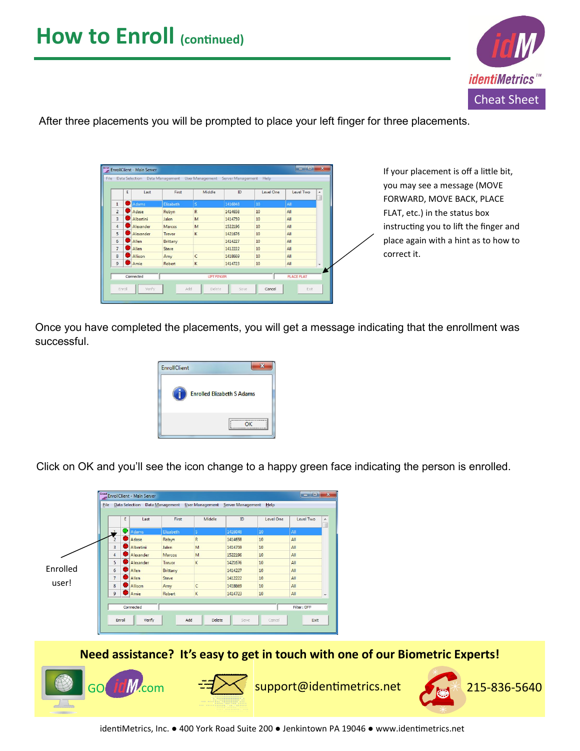# How to Enroll (continued)

identiMetrics™

Cheat Sheet

After three placements you will be prompted to place your left finger for three placements.

If your placement is off a little bit, you may see a message (MOVE FORWARD, MOVE BACK, PLACE FLAT, etc.) in the status box instructing you to lift the finger and place again with a hint as to how to correct it.

Once you have completed the placements, you will get a message indicating that the enrollment was successful.

Click on OK and you'll see the icon change to a happy green face indicating the person is enrolled.

Enrolled user!

**Need assistance? It's easy to get in touch with one of our Biometric Experts!**

GO idM.com

support@identimetrics.net

215-836-5640

identiMetrics, Inc. ● 400 York Road Suite 200 ● Jenkintown PA 19046 ● www.identimetrics.net